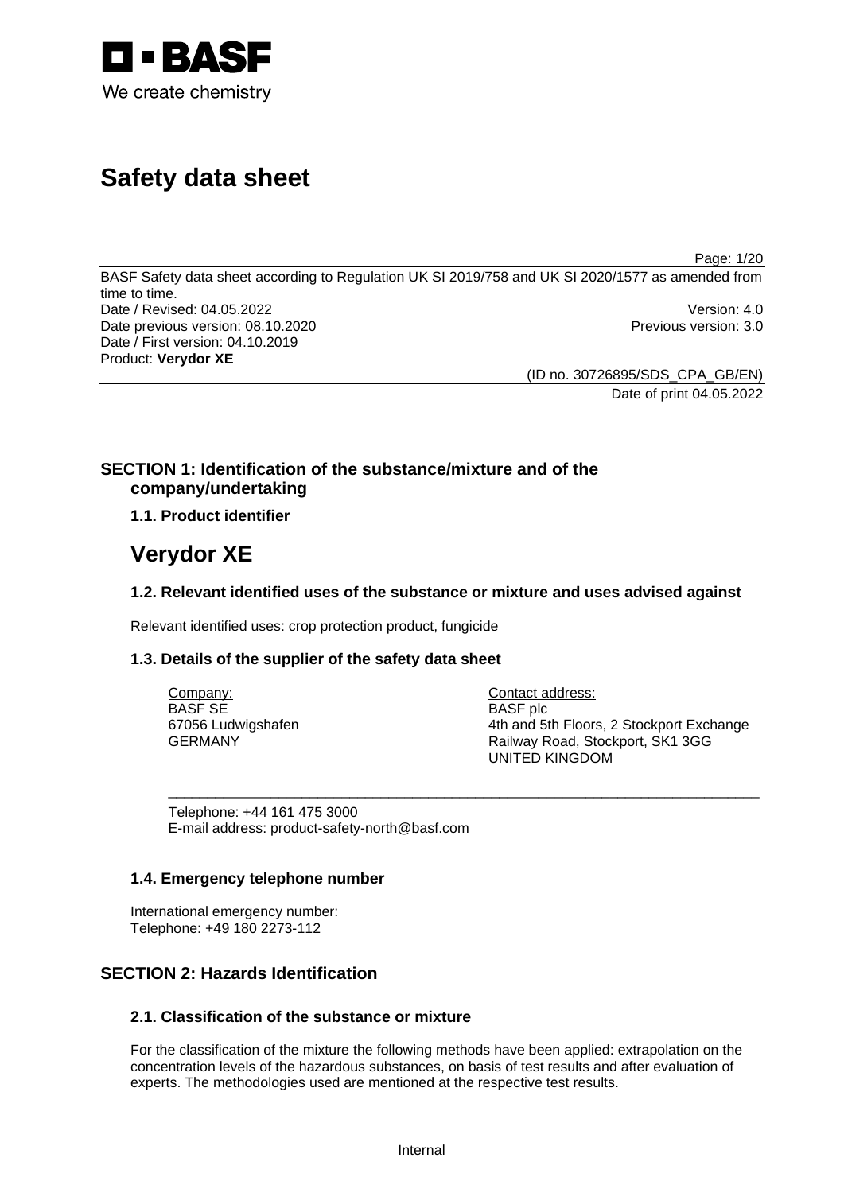BASF
We create chemistry

# Safety data sheet

BASF Safety data sheet according to Regulation UK SI 2019/758 and UK SI 2020/1577 as amended from time to time.
Date / Revised: 04.05.2022 Version: 4.0
Date previous version: 08.10.2020 Previous version: 3.0
Date / First version: 04.10.2019
Product: **Verydor XE**

(ID no. 30726895/SDS_CPA_GB/EN)
Date of print 04.05.2022

## SECTION 1: Identification of the substance/mixture and of the company/undertaking

### 1.1. Product identifier

# Verydor XE

### 1.2. Relevant identified uses of the substance or mixture and uses advised against

Relevant identified uses: crop protection product, fungicide

### 1.3. Details of the supplier of the safety data sheet

Company:
BASF SE
67056 Ludwigshafen
GERMANY

Contact address:
BASF plc
4th and 5th Floors, 2 Stockport Exchange
Railway Road, Stockport, SK1 3GG
UNITED KINGDOM

Telephone: +44 161 475 3000
E-mail address: product-safety-north@basf.com

### 1.4. Emergency telephone number

International emergency number:
Telephone: +49 180 2273-112

## SECTION 2: Hazards Identification

### 2.1. Classification of the substance or mixture

For the classification of the mixture the following methods have been applied: extrapolation on the concentration levels of the hazardous substances, on basis of test results and after evaluation of experts. The methodologies used are mentioned at the respective test results.

Internal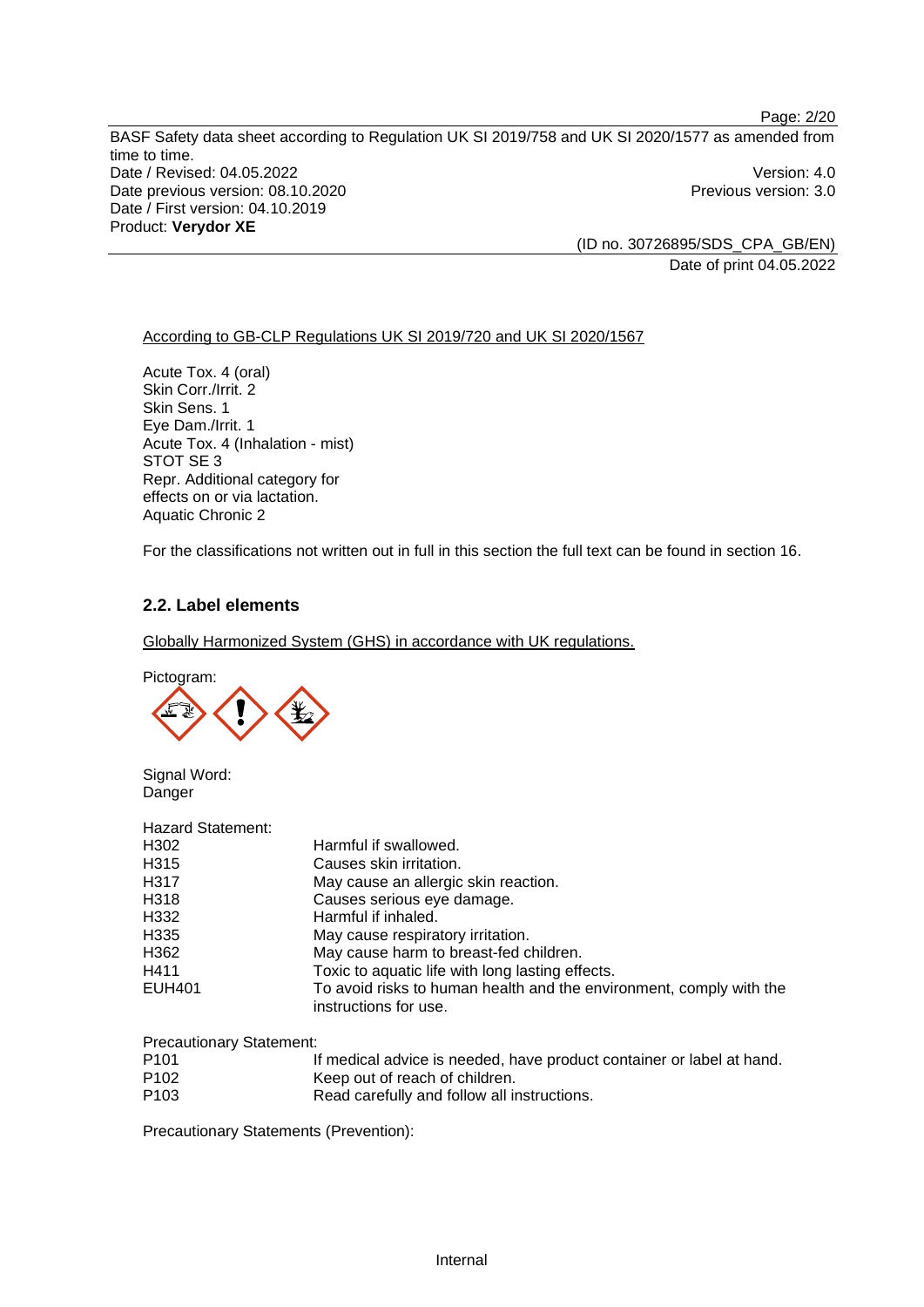According to GB-CLP Regulations UK SI 2019/720 and UK SI 2020/1567

Acute Tox. 4 (oral)
Skin Corr./Irrit. 2
Skin Sens. 1
Eye Dam./Irrit. 1
Acute Tox. 4 (Inhalation - mist)
STOT SE 3
Repr. Additional category for effects on or via lactation.
Aquatic Chronic 2

For the classifications not written out in full in this section the full text can be found in section 16.

### 2.2. Label elements

Globally Harmonized System (GHS) in accordance with UK regulations.

Pictogram:

Signal Word:
Danger

Hazard Statement:

| | |
|---|---|
| H302 | Harmful if swallowed. |
| H315 | Causes skin irritation. |
| H317 | May cause an allergic skin reaction. |
| H318 | Causes serious eye damage. |
| H332 | Harmful if inhaled. |
| H335 | May cause respiratory irritation. |
| H362 | May cause harm to breast-fed children. |
| H411 | Toxic to aquatic life with long lasting effects. |
| EUH401 | To avoid risks to human health and the environment, comply with the instructions for use. |

Precautionary Statement:

| | |
|---|---|
| P101 | If medical advice is needed, have product container or label at hand. |
| P102 | Keep out of reach of children. |
| P103 | Read carefully and follow all instructions. |

Precautionary Statements (Prevention):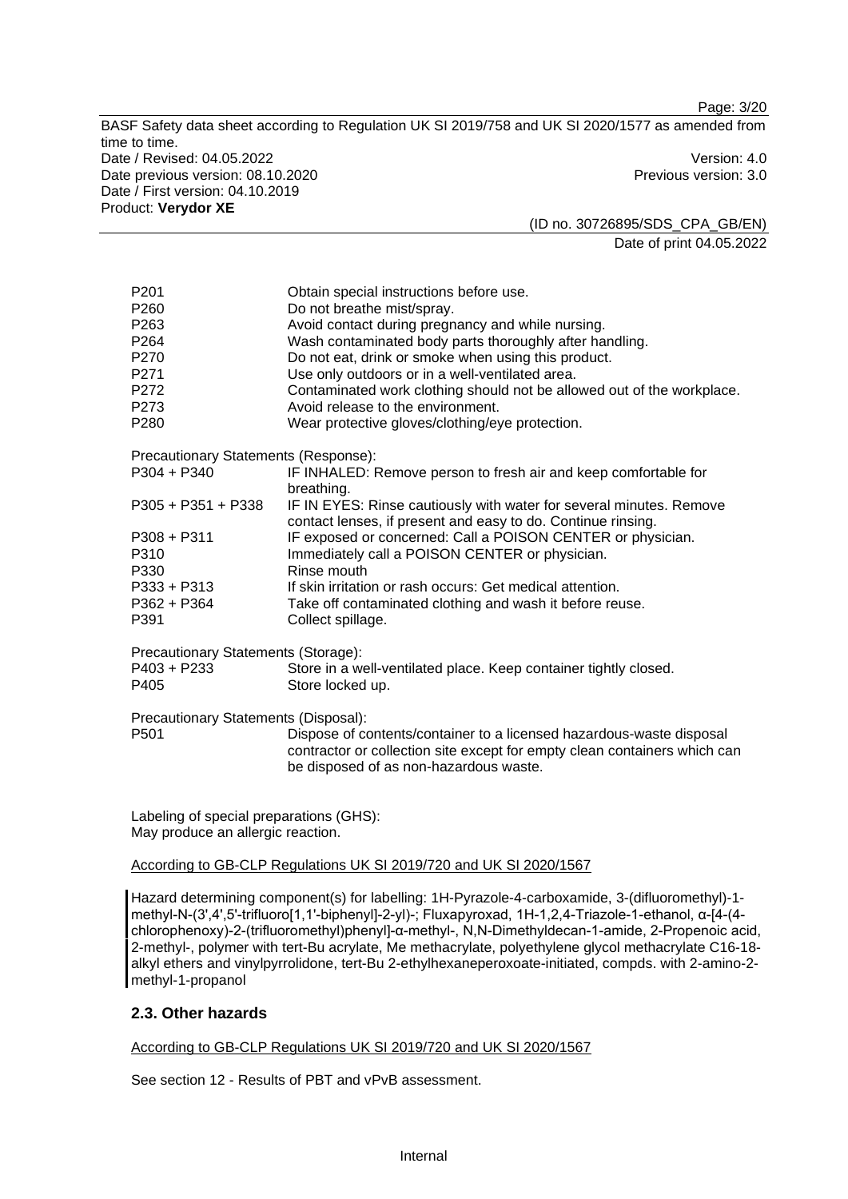| | |
|---|---|
| P201 | Obtain special instructions before use. |
| P260 | Do not breathe mist/spray. |
| P263 | Avoid contact during pregnancy and while nursing. |
| P264 | Wash contaminated body parts thoroughly after handling. |
| P270 | Do not eat, drink or smoke when using this product. |
| P271 | Use only outdoors or in a well-ventilated area. |
| P272 | Contaminated work clothing should not be allowed out of the workplace. |
| P273 | Avoid release to the environment. |
| P280 | Wear protective gloves/clothing/eye protection. |

Precautionary Statements (Response):

| | |
|---|---|
| P304 + P340 | IF INHALED: Remove person to fresh air and keep comfortable for breathing. |
| P305 + P351 + P338 | IF IN EYES: Rinse cautiously with water for several minutes. Remove contact lenses, if present and easy to do. Continue rinsing. |
| P308 + P311 | IF exposed or concerned: Call a POISON CENTER or physician. |
| P310 | Immediately call a POISON CENTER or physician. |
| P330 | Rinse mouth |
| P333 + P313 | If skin irritation or rash occurs: Get medical attention. |
| P362 + P364 | Take off contaminated clothing and wash it before reuse. |
| P391 | Collect spillage. |

Precautionary Statements (Storage):

| | |
|---|---|
| P403 + P233 | Store in a well-ventilated place. Keep container tightly closed. |
| P405 | Store locked up. |

Precautionary Statements (Disposal):

| | |
|---|---|
| P501 | Dispose of contents/container to a licensed hazardous-waste disposal contractor or collection site except for empty clean containers which can be disposed of as non-hazardous waste. |

Labeling of special preparations (GHS):
May produce an allergic reaction.

According to GB-CLP Regulations UK SI 2019/720 and UK SI 2020/1567

Hazard determining component(s) for labelling: 1H-Pyrazole-4-carboxamide, 3-(difluoromethyl)-1-methyl-N-(3',4',5'-trifluoro[1,1'-biphenyl]-2-yl)-; Fluxapyroxad, 1H-1,2,4-Triazole-1-ethanol, α-[4-(4-chlorophenoxy)-2-(trifluoromethyl)phenyl]-α-methyl-, N,N-Dimethyldecan-1-amide, 2-Propenoic acid, 2-methyl-, polymer with tert-Bu acrylate, Me methacrylate, polyethylene glycol methacrylate C16-18-alkyl ethers and vinylpyrrolidone, tert-Bu 2-ethylhexaneperoxoate-initiated, compds. with 2-amino-2-methyl-1-propanol

## 2.3. Other hazards

According to GB-CLP Regulations UK SI 2019/720 and UK SI 2020/1567

See section 12 - Results of PBT and vPvB assessment.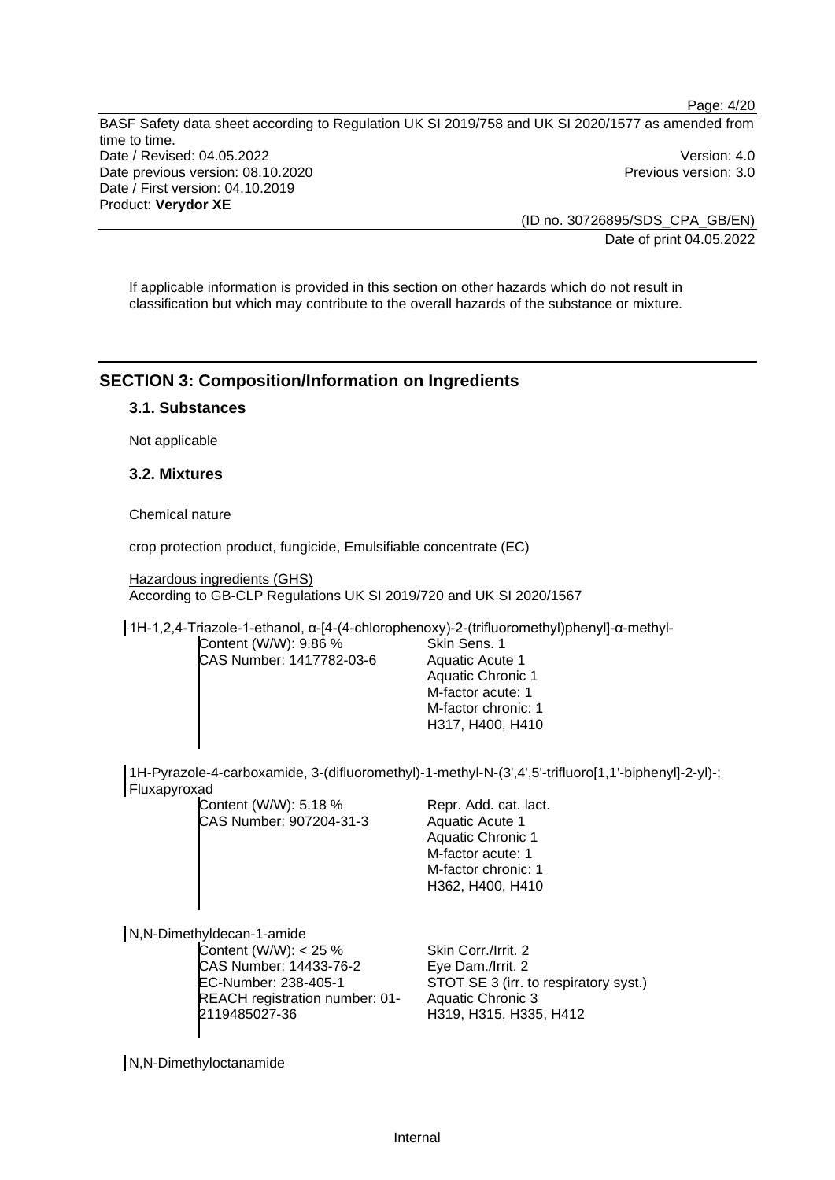If applicable information is provided in this section on other hazards which do not result in classification but which may contribute to the overall hazards of the substance or mixture.

## SECTION 3: Composition/Information on Ingredients

### 3.1. Substances

Not applicable

### 3.2. Mixtures

Chemical nature

crop protection product, fungicide, Emulsifiable concentrate (EC)

Hazardous ingredients (GHS)
According to GB-CLP Regulations UK SI 2019/720 and UK SI 2020/1567

1H-1,2,4-Triazole-1-ethanol, α-[4-(4-chlorophenoxy)-2-(trifluoromethyl)phenyl]-α-methyl-

| | |
|---|---|
| Content (W/W): 9.86 % | Skin Sens. 1 |
| CAS Number: 1417782-03-6 | Aquatic Acute 1 |
| | Aquatic Chronic 1 |
| | M-factor acute: 1 |
| | M-factor chronic: 1 |
| | H317, H400, H410 |

1H-Pyrazole-4-carboxamide, 3-(difluoromethyl)-1-methyl-N-(3',4',5'-trifluoro[1,1'-biphenyl]-2-yl)-; Fluxapyroxad

| | |
|---|---|
| Content (W/W): 5.18 % | Repr. Add. cat. lact. |
| CAS Number: 907204-31-3 | Aquatic Acute 1 |
| | Aquatic Chronic 1 |
| | M-factor acute: 1 |
| | M-factor chronic: 1 |
| | H362, H400, H410 |

N,N-Dimethyldecan-1-amide

| | |
|---|---|
| Content (W/W): < 25 % | Skin Corr./Irrit. 2 |
| CAS Number: 14433-76-2 | Eye Dam./Irrit. 2 |
| EC-Number: 238-405-1 | STOT SE 3 (irr. to respiratory syst.) |
| REACH registration number: 01-2119485027-36 | Aquatic Chronic 3 |
| | H319, H315, H335, H412 |

N,N-Dimethyloctanamide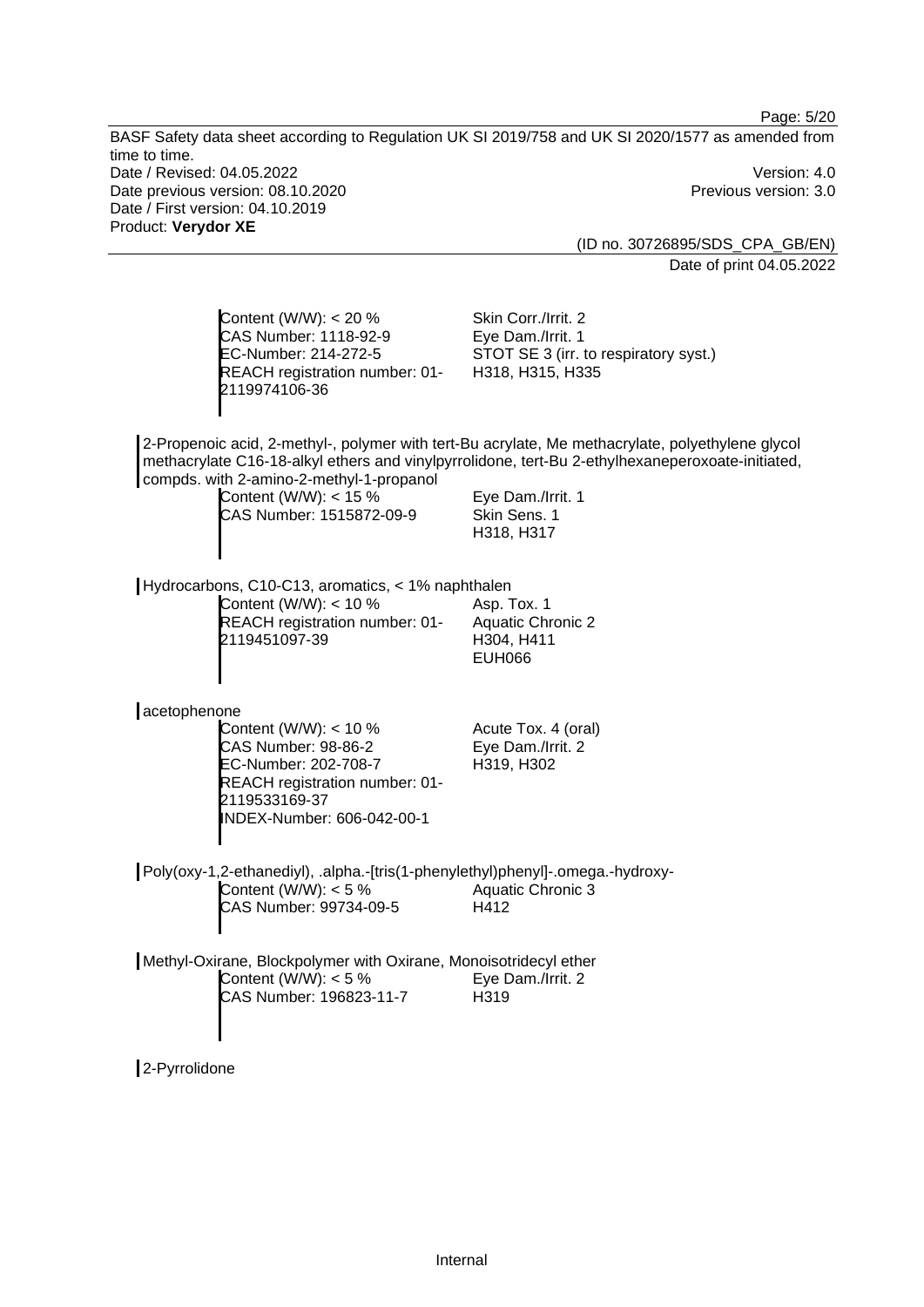Content (W/W): < 20 %
CAS Number: 1118-92-9
EC-Number: 214-272-5
REACH registration number: 01-2119974106-36

Skin Corr./Irrit. 2
Eye Dam./Irrit. 1
STOT SE 3 (irr. to respiratory syst.)
H318, H315, H335

2-Propenoic acid, 2-methyl-, polymer with tert-Bu acrylate, Me methacrylate, polyethylene glycol methacrylate C16-18-alkyl ethers and vinylpyrrolidone, tert-Bu 2-ethylhexaneperoxoate-initiated, compds. with 2-amino-2-methyl-1-propanol

Content (W/W): < 15 %
CAS Number: 1515872-09-9

Eye Dam./Irrit. 1
Skin Sens. 1
H318, H317

Hydrocarbons, C10-C13, aromatics, < 1% naphthalen

Content (W/W): < 10 %
REACH registration number: 01-2119451097-39

Asp. Tox. 1
Aquatic Chronic 2
H304, H411
EUH066

acetophenone

Content (W/W): < 10 %
CAS Number: 98-86-2
EC-Number: 202-708-7
REACH registration number: 01-2119533169-37
INDEX-Number: 606-042-00-1

Acute Tox. 4 (oral)
Eye Dam./Irrit. 2
H319, H302

Poly(oxy-1,2-ethanediyl), .alpha.-[tris(1-phenylethyl)phenyl]-.omega.-hydroxy-

Content (W/W): < 5 %
CAS Number: 99734-09-5

Aquatic Chronic 3
H412

Methyl-Oxirane, Blockpolymer with Oxirane, Monoisotridecyl ether

Content (W/W): < 5 %
CAS Number: 196823-11-7

Eye Dam./Irrit. 2
H319

2-Pyrrolidone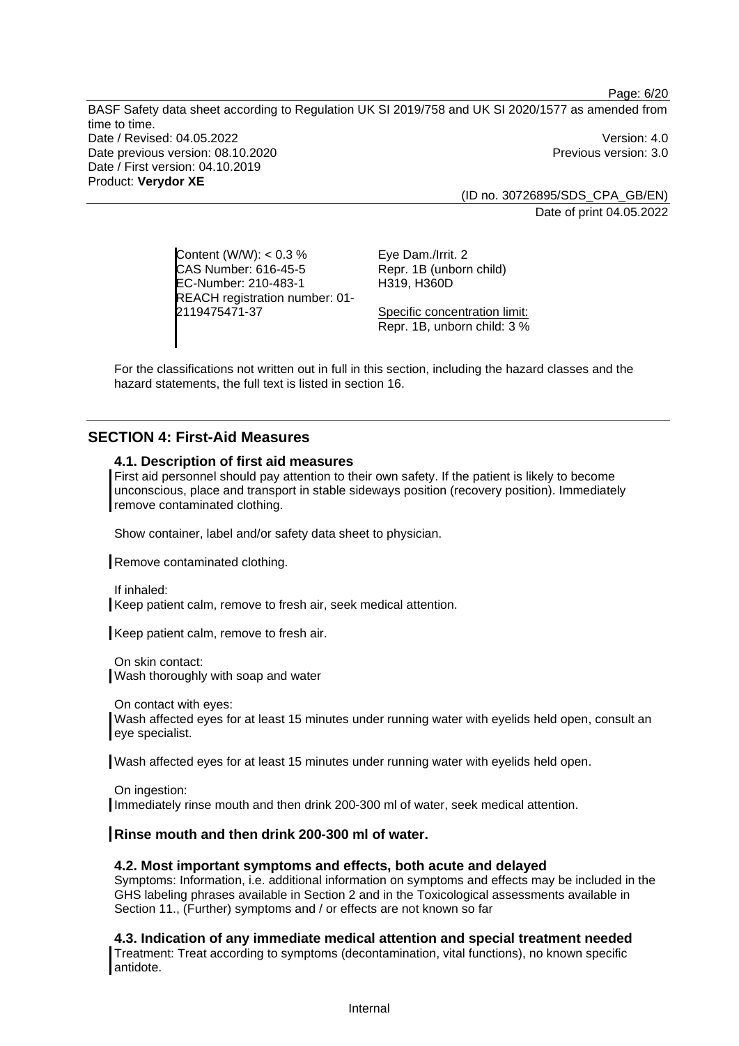| | |
|---|---|
| Content (W/W): < 0.3 %<br>CAS Number: 616-45-5<br>EC-Number: 210-483-1<br>REACH registration number: 01-2119475471-37 | Eye Dam./Irrit. 2<br>Repr. 1B (unborn child)<br>H319, H360D<br><br>Specific concentration limit:<br>Repr. 1B, unborn child: 3 % |

For the classifications not written out in full in this section, including the hazard classes and the hazard statements, the full text is listed in section 16.

## SECTION 4: First-Aid Measures

### 4.1. Description of first aid measures

First aid personnel should pay attention to their own safety. If the patient is likely to become unconscious, place and transport in stable sideways position (recovery position). Immediately remove contaminated clothing.

Show container, label and/or safety data sheet to physician.

Remove contaminated clothing.

If inhaled:
Keep patient calm, remove to fresh air, seek medical attention.

Keep patient calm, remove to fresh air.

On skin contact:
Wash thoroughly with soap and water

On contact with eyes:
Wash affected eyes for at least 15 minutes under running water with eyelids held open, consult an eye specialist.

Wash affected eyes for at least 15 minutes under running water with eyelids held open.

On ingestion:
Immediately rinse mouth and then drink 200-300 ml of water, seek medical attention.

**Rinse mouth and then drink 200-300 ml of water.**

### 4.2. Most important symptoms and effects, both acute and delayed

Symptoms: Information, i.e. additional information on symptoms and effects may be included in the GHS labeling phrases available in Section 2 and in the Toxicological assessments available in Section 11., (Further) symptoms and / or effects are not known so far

### 4.3. Indication of any immediate medical attention and special treatment needed

Treatment: Treat according to symptoms (decontamination, vital functions), no known specific antidote.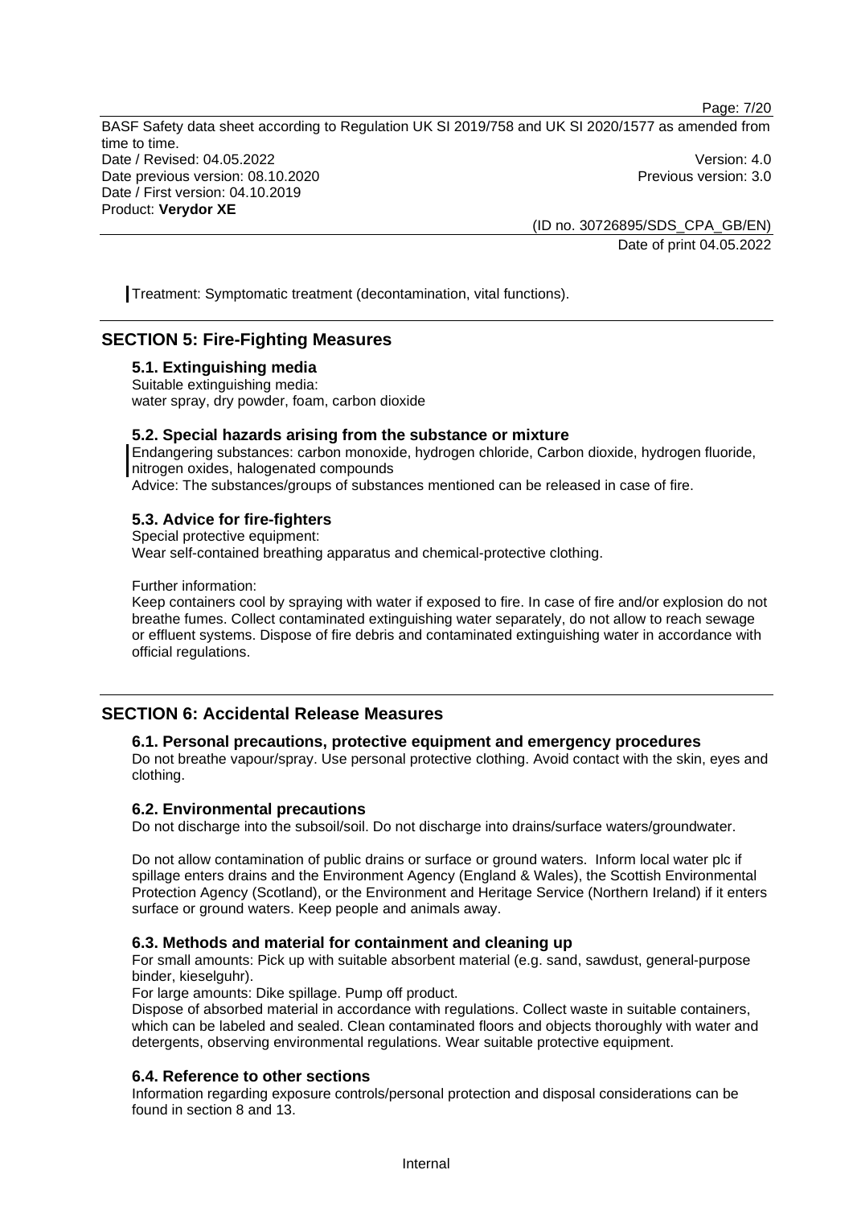Treatment: Symptomatic treatment (decontamination, vital functions).

## SECTION 5: Fire-Fighting Measures

### 5.1. Extinguishing media

Suitable extinguishing media:
water spray, dry powder, foam, carbon dioxide

### 5.2. Special hazards arising from the substance or mixture

Endangering substances: carbon monoxide, hydrogen chloride, Carbon dioxide, hydrogen fluoride, nitrogen oxides, halogenated compounds
Advice: The substances/groups of substances mentioned can be released in case of fire.

### 5.3. Advice for fire-fighters

Special protective equipment:
Wear self-contained breathing apparatus and chemical-protective clothing.

Further information:
Keep containers cool by spraying with water if exposed to fire. In case of fire and/or explosion do not breathe fumes. Collect contaminated extinguishing water separately, do not allow to reach sewage or effluent systems. Dispose of fire debris and contaminated extinguishing water in accordance with official regulations.

## SECTION 6: Accidental Release Measures

### 6.1. Personal precautions, protective equipment and emergency procedures

Do not breathe vapour/spray. Use personal protective clothing. Avoid contact with the skin, eyes and clothing.

### 6.2. Environmental precautions

Do not discharge into the subsoil/soil. Do not discharge into drains/surface waters/groundwater.

Do not allow contamination of public drains or surface or ground waters. Inform local water plc if spillage enters drains and the Environment Agency (England & Wales), the Scottish Environmental Protection Agency (Scotland), or the Environment and Heritage Service (Northern Ireland) if it enters surface or ground waters. Keep people and animals away.

### 6.3. Methods and material for containment and cleaning up

For small amounts: Pick up with suitable absorbent material (e.g. sand, sawdust, general-purpose binder, kieselguhr).
For large amounts: Dike spillage. Pump off product.
Dispose of absorbed material in accordance with regulations. Collect waste in suitable containers, which can be labeled and sealed. Clean contaminated floors and objects thoroughly with water and detergents, observing environmental regulations. Wear suitable protective equipment.

### 6.4. Reference to other sections

Information regarding exposure controls/personal protection and disposal considerations can be found in section 8 and 13.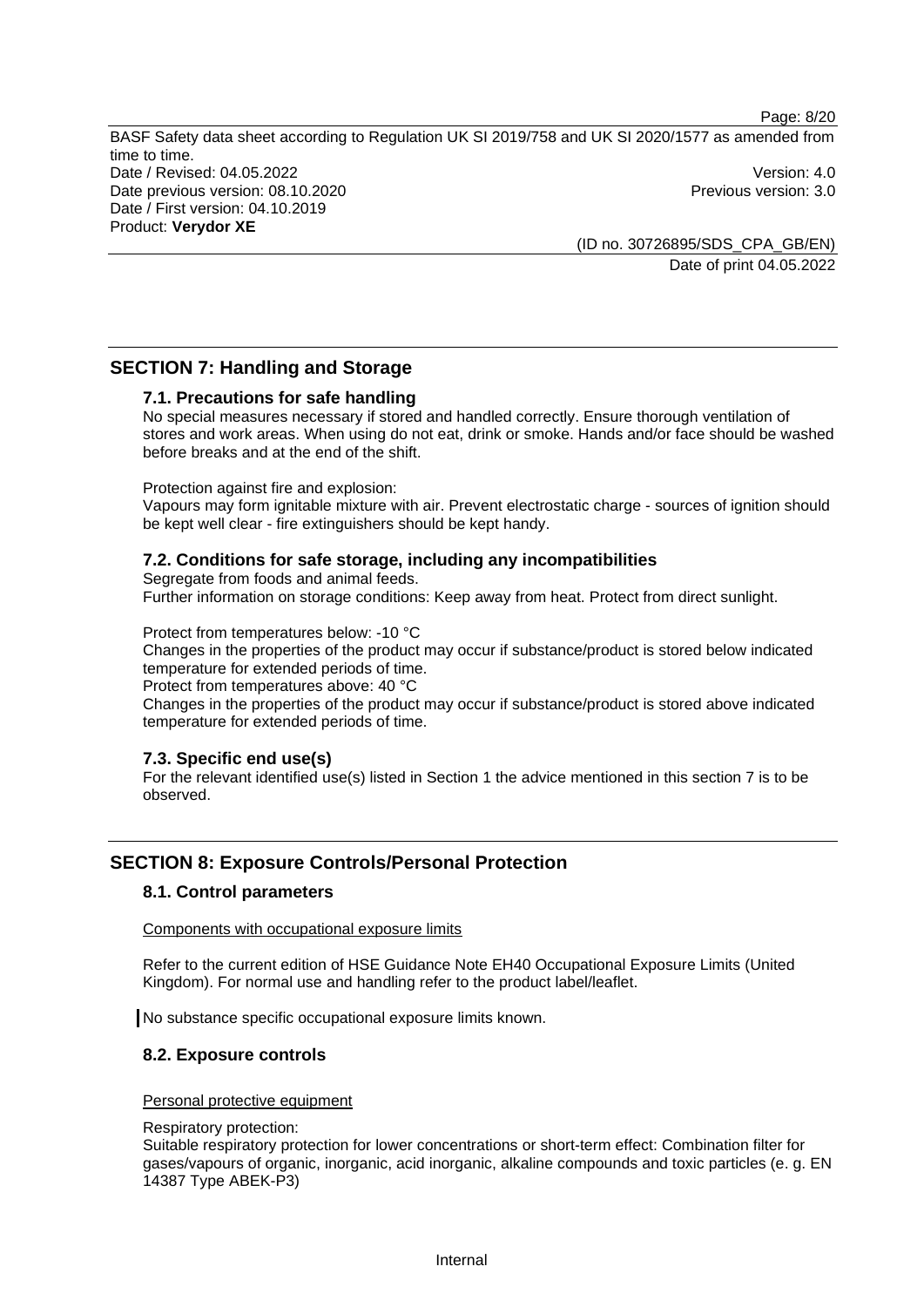## SECTION 7: Handling and Storage

### 7.1. Precautions for safe handling

No special measures necessary if stored and handled correctly. Ensure thorough ventilation of stores and work areas. When using do not eat, drink or smoke. Hands and/or face should be washed before breaks and at the end of the shift.

Protection against fire and explosion:
Vapours may form ignitable mixture with air. Prevent electrostatic charge - sources of ignition should be kept well clear - fire extinguishers should be kept handy.

### 7.2. Conditions for safe storage, including any incompatibilities

Segregate from foods and animal feeds.
Further information on storage conditions: Keep away from heat. Protect from direct sunlight.

Protect from temperatures below: -10 °C
Changes in the properties of the product may occur if substance/product is stored below indicated temperature for extended periods of time.
Protect from temperatures above: 40 °C
Changes in the properties of the product may occur if substance/product is stored above indicated temperature for extended periods of time.

### 7.3. Specific end use(s)

For the relevant identified use(s) listed in Section 1 the advice mentioned in this section 7 is to be observed.

## SECTION 8: Exposure Controls/Personal Protection

### 8.1. Control parameters

Components with occupational exposure limits

Refer to the current edition of HSE Guidance Note EH40 Occupational Exposure Limits (United Kingdom). For normal use and handling refer to the product label/leaflet.

No substance specific occupational exposure limits known.

### 8.2. Exposure controls

Personal protective equipment

Respiratory protection:
Suitable respiratory protection for lower concentrations or short-term effect: Combination filter for gases/vapours of organic, inorganic, acid inorganic, alkaline compounds and toxic particles (e. g. EN 14387 Type ABEK-P3)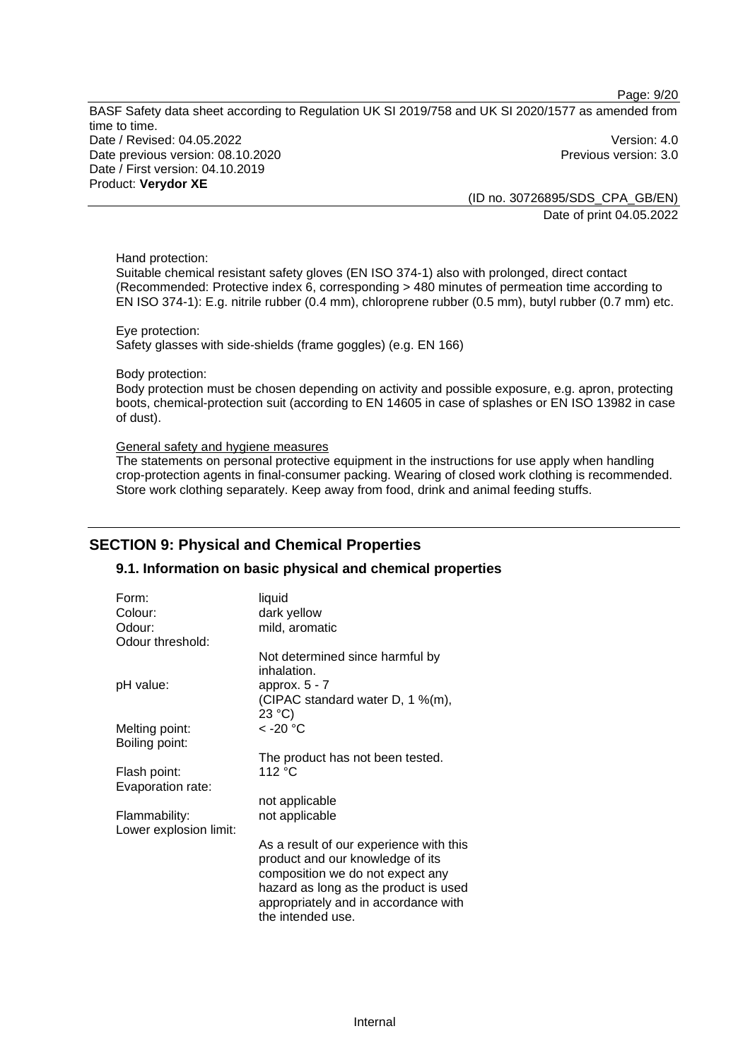Hand protection:
Suitable chemical resistant safety gloves (EN ISO 374-1) also with prolonged, direct contact (Recommended: Protective index 6, corresponding > 480 minutes of permeation time according to EN ISO 374-1): E.g. nitrile rubber (0.4 mm), chloroprene rubber (0.5 mm), butyl rubber (0.7 mm) etc.

Eye protection:
Safety glasses with side-shields (frame goggles) (e.g. EN 166)

Body protection:
Body protection must be chosen depending on activity and possible exposure, e.g. apron, protecting boots, chemical-protection suit (according to EN 14605 in case of splashes or EN ISO 13982 in case of dust).

General safety and hygiene measures
The statements on personal protective equipment in the instructions for use apply when handling crop-protection agents in final-consumer packing. Wearing of closed work clothing is recommended. Store work clothing separately. Keep away from food, drink and animal feeding stuffs.

## SECTION 9: Physical and Chemical Properties

### 9.1. Information on basic physical and chemical properties

| | |
|---|---|
| Form: | liquid |
| Colour: | dark yellow |
| Odour: | mild, aromatic |
| Odour threshold: | Not determined since harmful by inhalation. |
| pH value: | approx. 5 - 7 (CIPAC standard water D, 1 %(m), 23 °C) |
| Melting point: | < -20 °C |
| Boiling point: | The product has not been tested. |
| Flash point: | 112 °C |
| Evaporation rate: | not applicable |
| Flammability: | not applicable |
| Lower explosion limit: | As a result of our experience with this product and our knowledge of its composition we do not expect any hazard as long as the product is used appropriately and in accordance with the intended use. |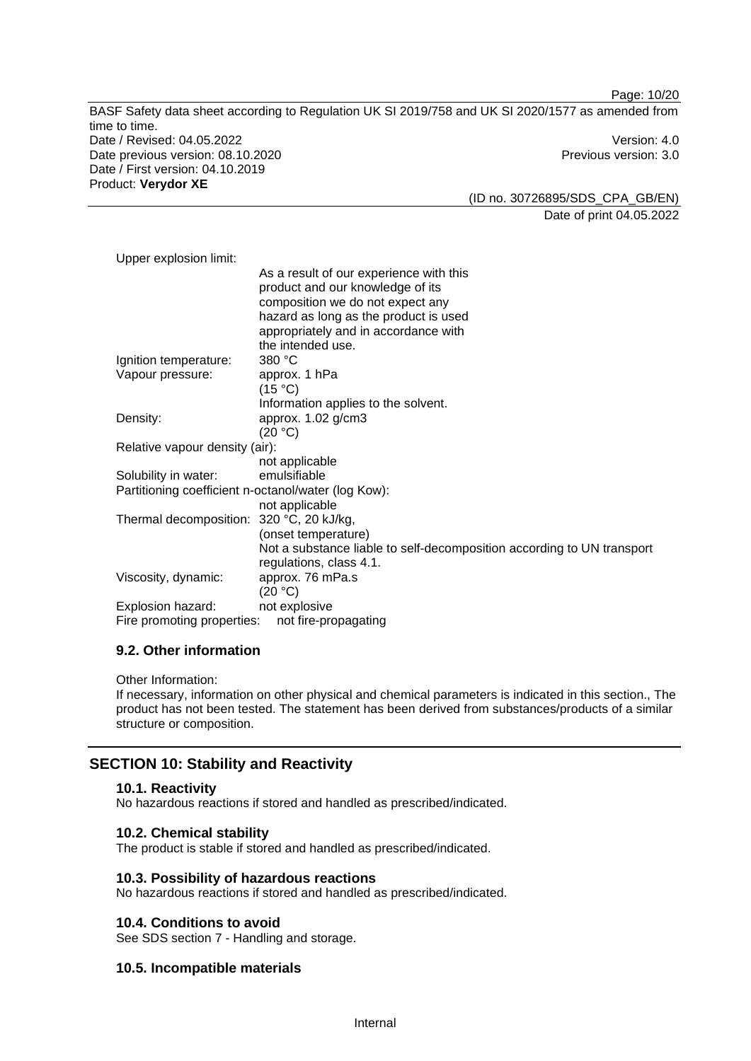Upper explosion limit:

As a result of our experience with this product and our knowledge of its composition we do not expect any hazard as long as the product is used appropriately and in accordance with the intended use.

Ignition temperature: 380 °C

Vapour pressure: approx. 1 hPa
(15 °C)
Information applies to the solvent.

Density: approx. 1.02 g/cm3
(20 °C)

Relative vapour density (air):
not applicable

Solubility in water: emulsifiable

Partitioning coefficient n-octanol/water (log Kow):
not applicable

Thermal decomposition: 320 °C, 20 kJ/kg,
(onset temperature)
Not a substance liable to self-decomposition according to UN transport regulations, class 4.1.

Viscosity, dynamic: approx. 76 mPa.s
(20 °C)

Explosion hazard: not explosive

Fire promoting properties: not fire-propagating

### 9.2. Other information

Other Information:

If necessary, information on other physical and chemical parameters is indicated in this section., The product has not been tested. The statement has been derived from substances/products of a similar structure or composition.

## SECTION 10: Stability and Reactivity

### 10.1. Reactivity

No hazardous reactions if stored and handled as prescribed/indicated.

### 10.2. Chemical stability

The product is stable if stored and handled as prescribed/indicated.

### 10.3. Possibility of hazardous reactions

No hazardous reactions if stored and handled as prescribed/indicated.

### 10.4. Conditions to avoid

See SDS section 7 - Handling and storage.

### 10.5. Incompatible materials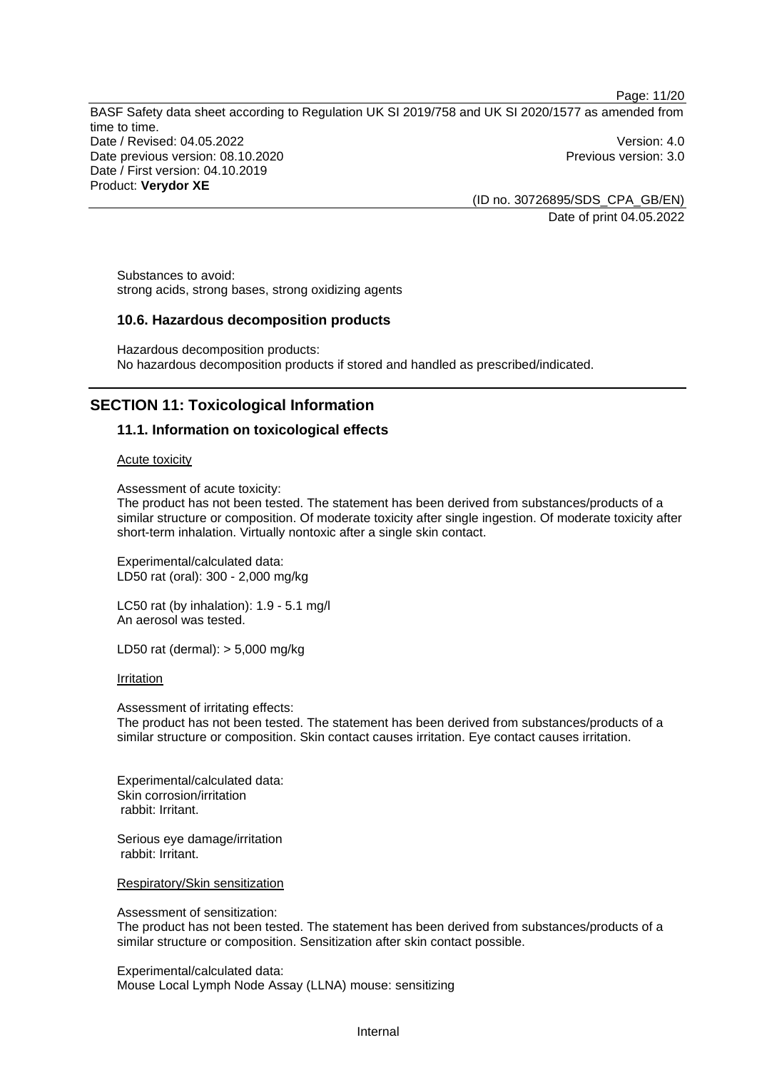Substances to avoid:
strong acids, strong bases, strong oxidizing agents

### 10.6. Hazardous decomposition products

Hazardous decomposition products:
No hazardous decomposition products if stored and handled as prescribed/indicated.

## SECTION 11: Toxicological Information

### 11.1. Information on toxicological effects

Acute toxicity

Assessment of acute toxicity:
The product has not been tested. The statement has been derived from substances/products of a similar structure or composition. Of moderate toxicity after single ingestion. Of moderate toxicity after short-term inhalation. Virtually nontoxic after a single skin contact.

Experimental/calculated data:
LD50 rat (oral): 300 - 2,000 mg/kg

LC50 rat (by inhalation): 1.9 - 5.1 mg/l
An aerosol was tested.

LD50 rat (dermal): > 5,000 mg/kg

Irritation

Assessment of irritating effects:
The product has not been tested. The statement has been derived from substances/products of a similar structure or composition. Skin contact causes irritation. Eye contact causes irritation.

Experimental/calculated data:
Skin corrosion/irritation
rabbit: Irritant.

Serious eye damage/irritation
rabbit: Irritant.

Respiratory/Skin sensitization

Assessment of sensitization:
The product has not been tested. The statement has been derived from substances/products of a similar structure or composition. Sensitization after skin contact possible.

Experimental/calculated data:
Mouse Local Lymph Node Assay (LLNA) mouse: sensitizing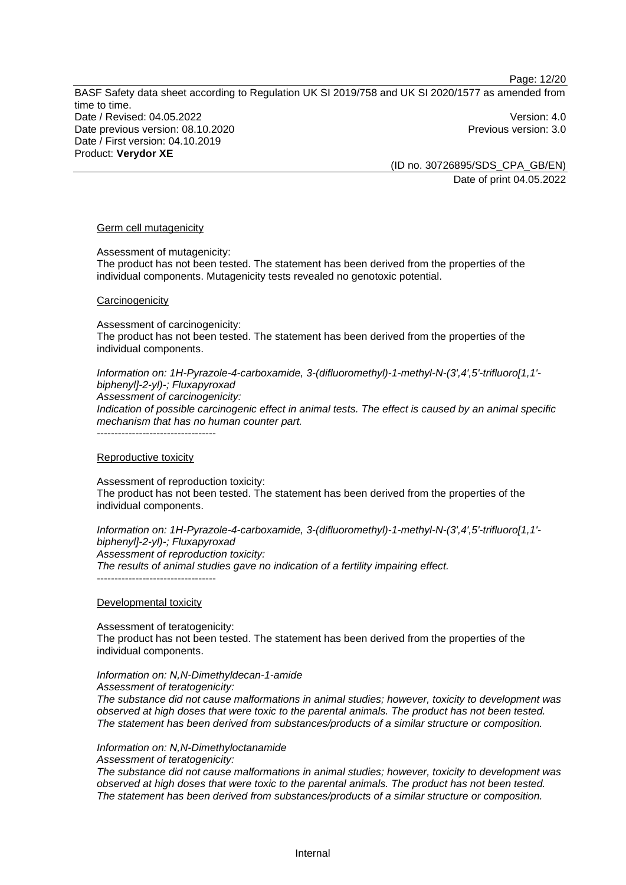Germ cell mutagenicity

Assessment of mutagenicity:
The product has not been tested. The statement has been derived from the properties of the individual components. Mutagenicity tests revealed no genotoxic potential.

Carcinogenicity

Assessment of carcinogenicity:
The product has not been tested. The statement has been derived from the properties of the individual components.

*Information on: 1H-Pyrazole-4-carboxamide, 3-(difluoromethyl)-1-methyl-N-(3',4',5'-trifluoro[1,1'-biphenyl]-2-yl)-; Fluxapyroxad*
*Assessment of carcinogenicity:*
*Indication of possible carcinogenic effect in animal tests. The effect is caused by an animal specific mechanism that has no human counter part.*
----------------------------------

Reproductive toxicity

Assessment of reproduction toxicity:
The product has not been tested. The statement has been derived from the properties of the individual components.

*Information on: 1H-Pyrazole-4-carboxamide, 3-(difluoromethyl)-1-methyl-N-(3',4',5'-trifluoro[1,1'-biphenyl]-2-yl)-; Fluxapyroxad*
*Assessment of reproduction toxicity:*
*The results of animal studies gave no indication of a fertility impairing effect.*
----------------------------------

Developmental toxicity

Assessment of teratogenicity:
The product has not been tested. The statement has been derived from the properties of the individual components.

*Information on: N,N-Dimethyldecan-1-amide*
*Assessment of teratogenicity:*
*The substance did not cause malformations in animal studies; however, toxicity to development was observed at high doses that were toxic to the parental animals. The product has not been tested. The statement has been derived from substances/products of a similar structure or composition.*

*Information on: N,N-Dimethyloctanamide*
*Assessment of teratogenicity:*
*The substance did not cause malformations in animal studies; however, toxicity to development was observed at high doses that were toxic to the parental animals. The product has not been tested. The statement has been derived from substances/products of a similar structure or composition.*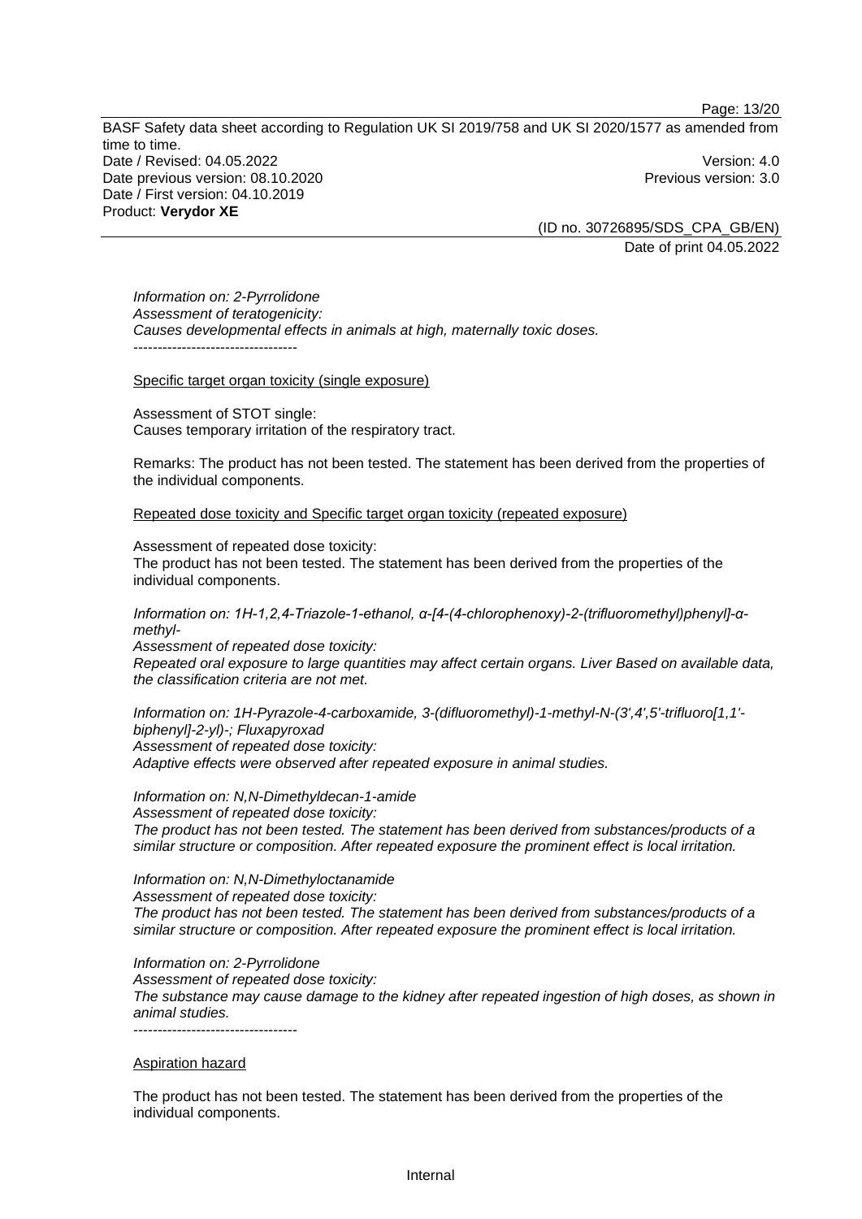*Information on: 2-Pyrrolidone*
*Assessment of teratogenicity:*
*Causes developmental effects in animals at high, maternally toxic doses.*
----------------------------------

Specific target organ toxicity (single exposure)

Assessment of STOT single:
Causes temporary irritation of the respiratory tract.

Remarks: The product has not been tested. The statement has been derived from the properties of the individual components.

Repeated dose toxicity and Specific target organ toxicity (repeated exposure)

Assessment of repeated dose toxicity:
The product has not been tested. The statement has been derived from the properties of the individual components.

*Information on: 1H-1,2,4-Triazole-1-ethanol, α-[4-(4-chlorophenoxy)-2-(trifluoromethyl)phenyl]-α-methyl-*
*Assessment of repeated dose toxicity:*
*Repeated oral exposure to large quantities may affect certain organs. Liver Based on available data, the classification criteria are not met.*

*Information on: 1H-Pyrazole-4-carboxamide, 3-(difluoromethyl)-1-methyl-N-(3',4',5'-trifluoro[1,1'-biphenyl]-2-yl)-; Fluxapyroxad*
*Assessment of repeated dose toxicity:*
*Adaptive effects were observed after repeated exposure in animal studies.*

*Information on: N,N-Dimethyldecan-1-amide*
*Assessment of repeated dose toxicity:*
*The product has not been tested. The statement has been derived from substances/products of a similar structure or composition. After repeated exposure the prominent effect is local irritation.*

*Information on: N,N-Dimethyloctanamide*
*Assessment of repeated dose toxicity:*
*The product has not been tested. The statement has been derived from substances/products of a similar structure or composition. After repeated exposure the prominent effect is local irritation.*

*Information on: 2-Pyrrolidone*
*Assessment of repeated dose toxicity:*
*The substance may cause damage to the kidney after repeated ingestion of high doses, as shown in animal studies.*
----------------------------------

Aspiration hazard

The product has not been tested. The statement has been derived from the properties of the individual components.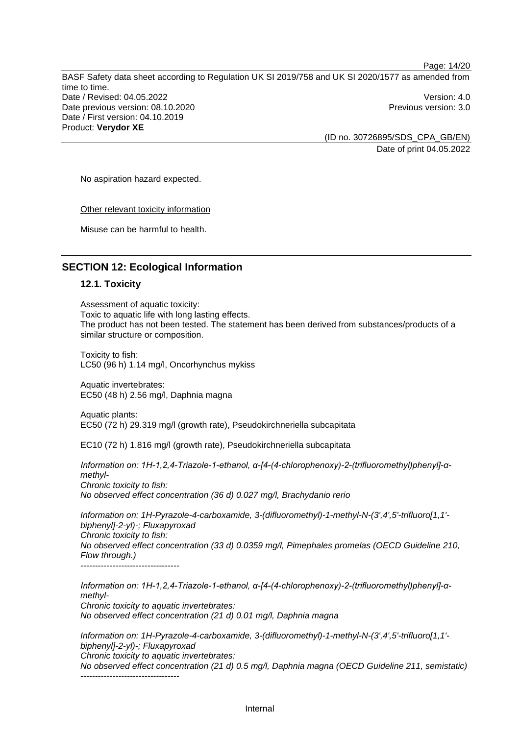No aspiration hazard expected.

Other relevant toxicity information

Misuse can be harmful to health.

## SECTION 12: Ecological Information

### 12.1. Toxicity

Assessment of aquatic toxicity:
Toxic to aquatic life with long lasting effects.
The product has not been tested. The statement has been derived from substances/products of a similar structure or composition.

Toxicity to fish:
LC50 (96 h) 1.14 mg/l, Oncorhynchus mykiss

Aquatic invertebrates:
EC50 (48 h) 2.56 mg/l, Daphnia magna

Aquatic plants:
EC50 (72 h) 29.319 mg/l (growth rate), Pseudokirchneriella subcapitata

EC10 (72 h) 1.816 mg/l (growth rate), Pseudokirchneriella subcapitata

*Information on: 1H-1,2,4-Triazole-1-ethanol, α-[4-(4-chlorophenoxy)-2-(trifluoromethyl)phenyl]-α-methyl-*
*Chronic toxicity to fish:*
*No observed effect concentration (36 d) 0.027 mg/l, Brachydanio rerio*

*Information on: 1H-Pyrazole-4-carboxamide, 3-(difluoromethyl)-1-methyl-N-(3',4',5'-trifluoro[1,1'-biphenyl]-2-yl)-; Fluxapyroxad*
*Chronic toxicity to fish:*
*No observed effect concentration (33 d) 0.0359 mg/l, Pimephales promelas (OECD Guideline 210, Flow through.)*
----------------------------------

*Information on: 1H-1,2,4-Triazole-1-ethanol, α-[4-(4-chlorophenoxy)-2-(trifluoromethyl)phenyl]-α-methyl-*
*Chronic toxicity to aquatic invertebrates:*
*No observed effect concentration (21 d) 0.01 mg/l, Daphnia magna*

*Information on: 1H-Pyrazole-4-carboxamide, 3-(difluoromethyl)-1-methyl-N-(3',4',5'-trifluoro[1,1'-biphenyl]-2-yl)-; Fluxapyroxad*
*Chronic toxicity to aquatic invertebrates:*
*No observed effect concentration (21 d) 0.5 mg/l, Daphnia magna (OECD Guideline 211, semistatic)*
----------------------------------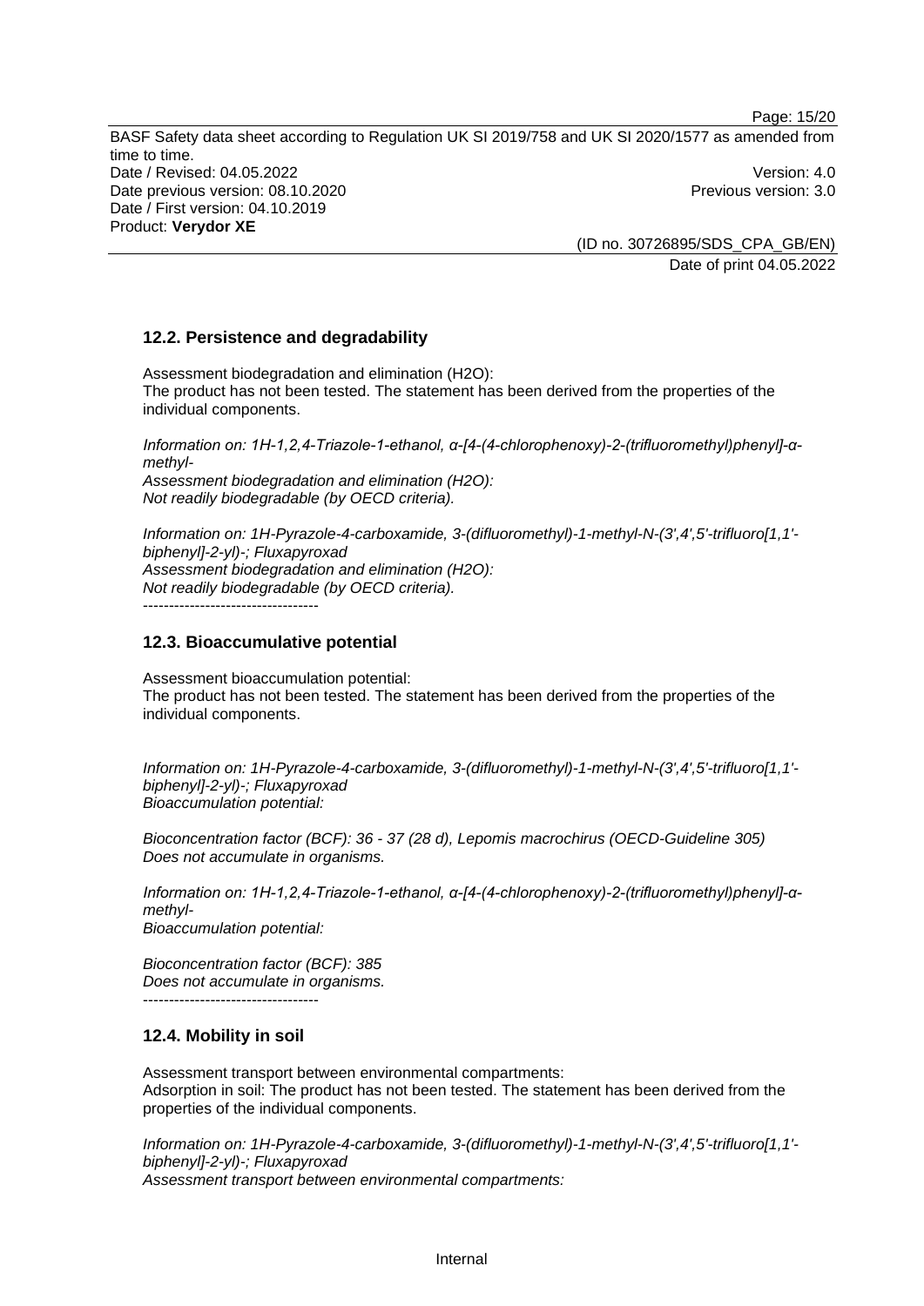### 12.2. Persistence and degradability

Assessment biodegradation and elimination (H2O):
The product has not been tested. The statement has been derived from the properties of the individual components.

*Information on: 1H-1,2,4-Triazole-1-ethanol, α-[4-(4-chlorophenoxy)-2-(trifluoromethyl)phenyl]-α-methyl-*
*Assessment biodegradation and elimination (H2O):*
*Not readily biodegradable (by OECD criteria).*

*Information on: 1H-Pyrazole-4-carboxamide, 3-(difluoromethyl)-1-methyl-N-(3',4',5'-trifluoro[1,1'-biphenyl]-2-yl)-; Fluxapyroxad*
*Assessment biodegradation and elimination (H2O):*
*Not readily biodegradable (by OECD criteria).*

----------------------------------

### 12.3. Bioaccumulative potential

Assessment bioaccumulation potential:
The product has not been tested. The statement has been derived from the properties of the individual components.

*Information on: 1H-Pyrazole-4-carboxamide, 3-(difluoromethyl)-1-methyl-N-(3',4',5'-trifluoro[1,1'-biphenyl]-2-yl)-; Fluxapyroxad*
*Bioaccumulation potential:*

*Bioconcentration factor (BCF): 36 - 37 (28 d), Lepomis macrochirus (OECD-Guideline 305)*
*Does not accumulate in organisms.*

*Information on: 1H-1,2,4-Triazole-1-ethanol, α-[4-(4-chlorophenoxy)-2-(trifluoromethyl)phenyl]-α-methyl-*
*Bioaccumulation potential:*

*Bioconcentration factor (BCF): 385*
*Does not accumulate in organisms.*

----------------------------------

### 12.4. Mobility in soil

Assessment transport between environmental compartments:
Adsorption in soil: The product has not been tested. The statement has been derived from the properties of the individual components.

*Information on: 1H-Pyrazole-4-carboxamide, 3-(difluoromethyl)-1-methyl-N-(3',4',5'-trifluoro[1,1'-biphenyl]-2-yl)-; Fluxapyroxad*
*Assessment transport between environmental compartments:*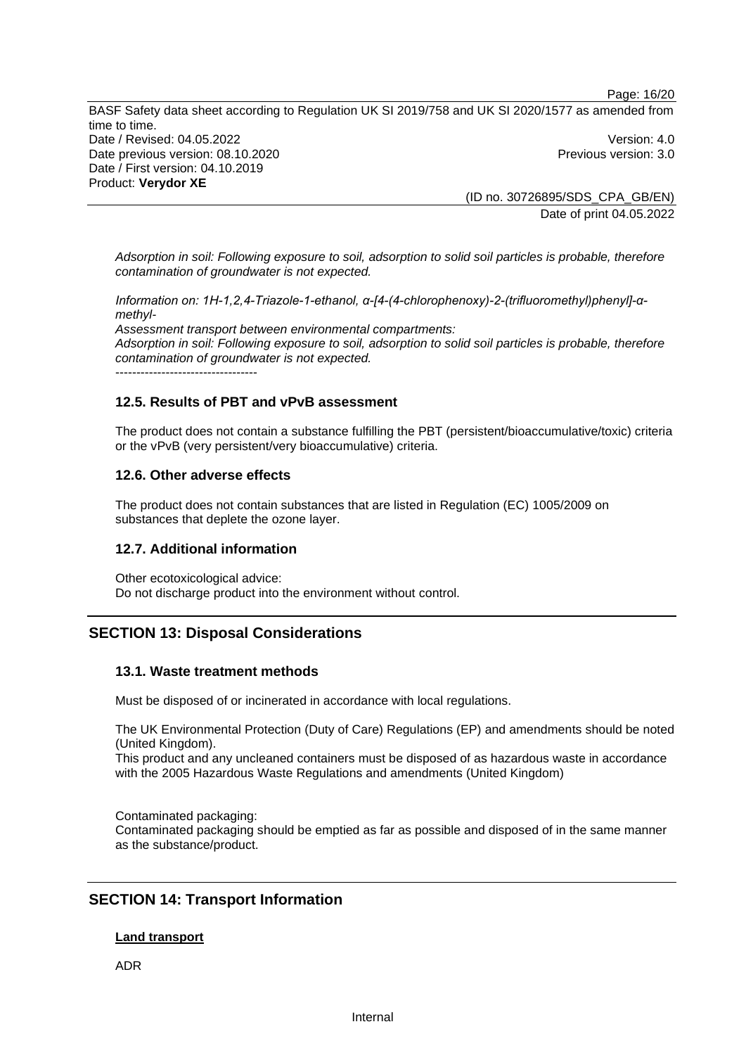*Adsorption in soil: Following exposure to soil, adsorption to solid soil particles is probable, therefore contamination of groundwater is not expected.*

*Information on: 1H-1,2,4-Triazole-1-ethanol, α-[4-(4-chlorophenoxy)-2-(trifluoromethyl)phenyl]-α-methyl-*
*Assessment transport between environmental compartments:*
*Adsorption in soil: Following exposure to soil, adsorption to solid soil particles is probable, therefore contamination of groundwater is not expected.*
----------------------------------

### 12.5. Results of PBT and vPvB assessment

The product does not contain a substance fulfilling the PBT (persistent/bioaccumulative/toxic) criteria or the vPvB (very persistent/very bioaccumulative) criteria.

### 12.6. Other adverse effects

The product does not contain substances that are listed in Regulation (EC) 1005/2009 on substances that deplete the ozone layer.

### 12.7. Additional information

Other ecotoxicological advice:
Do not discharge product into the environment without control.

## SECTION 13: Disposal Considerations

### 13.1. Waste treatment methods

Must be disposed of or incinerated in accordance with local regulations.

The UK Environmental Protection (Duty of Care) Regulations (EP) and amendments should be noted (United Kingdom).
This product and any uncleaned containers must be disposed of as hazardous waste in accordance with the 2005 Hazardous Waste Regulations and amendments (United Kingdom)

Contaminated packaging:
Contaminated packaging should be emptied as far as possible and disposed of in the same manner as the substance/product.

## SECTION 14: Transport Information

**Land transport**

ADR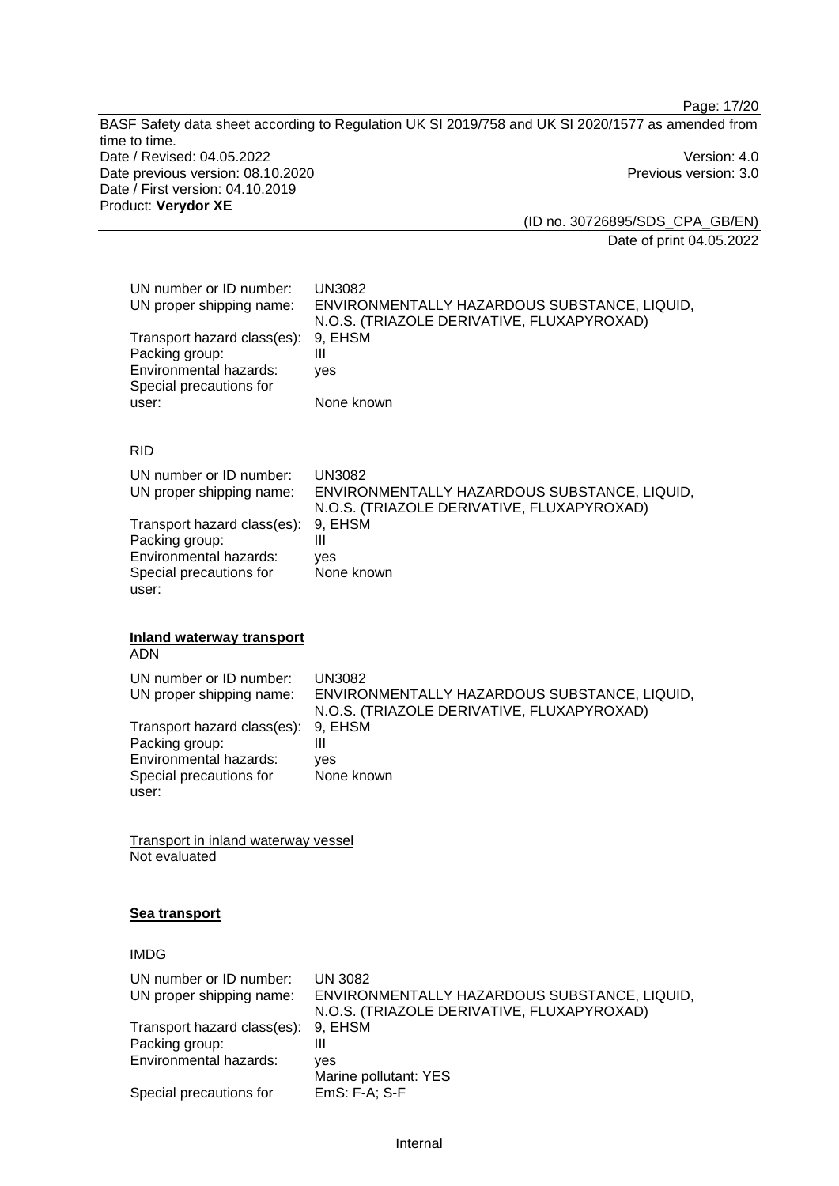| | |
|---|---|
| UN number or ID number: | UN3082 |
| UN proper shipping name: | ENVIRONMENTALLY HAZARDOUS SUBSTANCE, LIQUID, N.O.S. (TRIAZOLE DERIVATIVE, FLUXAPYROXAD) |
| Transport hazard class(es): | 9, EHSM |
| Packing group: | III |
| Environmental hazards: | yes |
| Special precautions for user: | None known |

RID

| | |
|---|---|
| UN number or ID number: | UN3082 |
| UN proper shipping name: | ENVIRONMENTALLY HAZARDOUS SUBSTANCE, LIQUID, N.O.S. (TRIAZOLE DERIVATIVE, FLUXAPYROXAD) |
| Transport hazard class(es): | 9, EHSM |
| Packing group: | III |
| Environmental hazards: | yes |
| Special precautions for user: | None known |

**Inland waterway transport**

ADN

| | |
|---|---|
| UN number or ID number: | UN3082 |
| UN proper shipping name: | ENVIRONMENTALLY HAZARDOUS SUBSTANCE, LIQUID, N.O.S. (TRIAZOLE DERIVATIVE, FLUXAPYROXAD) |
| Transport hazard class(es): | 9, EHSM |
| Packing group: | III |
| Environmental hazards: | yes |
| Special precautions for user: | None known |

Transport in inland waterway vessel

Not evaluated

**Sea transport**

IMDG

| | |
|---|---|
| UN number or ID number: | UN 3082 |
| UN proper shipping name: | ENVIRONMENTALLY HAZARDOUS SUBSTANCE, LIQUID, N.O.S. (TRIAZOLE DERIVATIVE, FLUXAPYROXAD) |
| Transport hazard class(es): | 9, EHSM |
| Packing group: | III |
| Environmental hazards: | yes<br>Marine pollutant: YES |
| Special precautions for | EmS: F-A; S-F |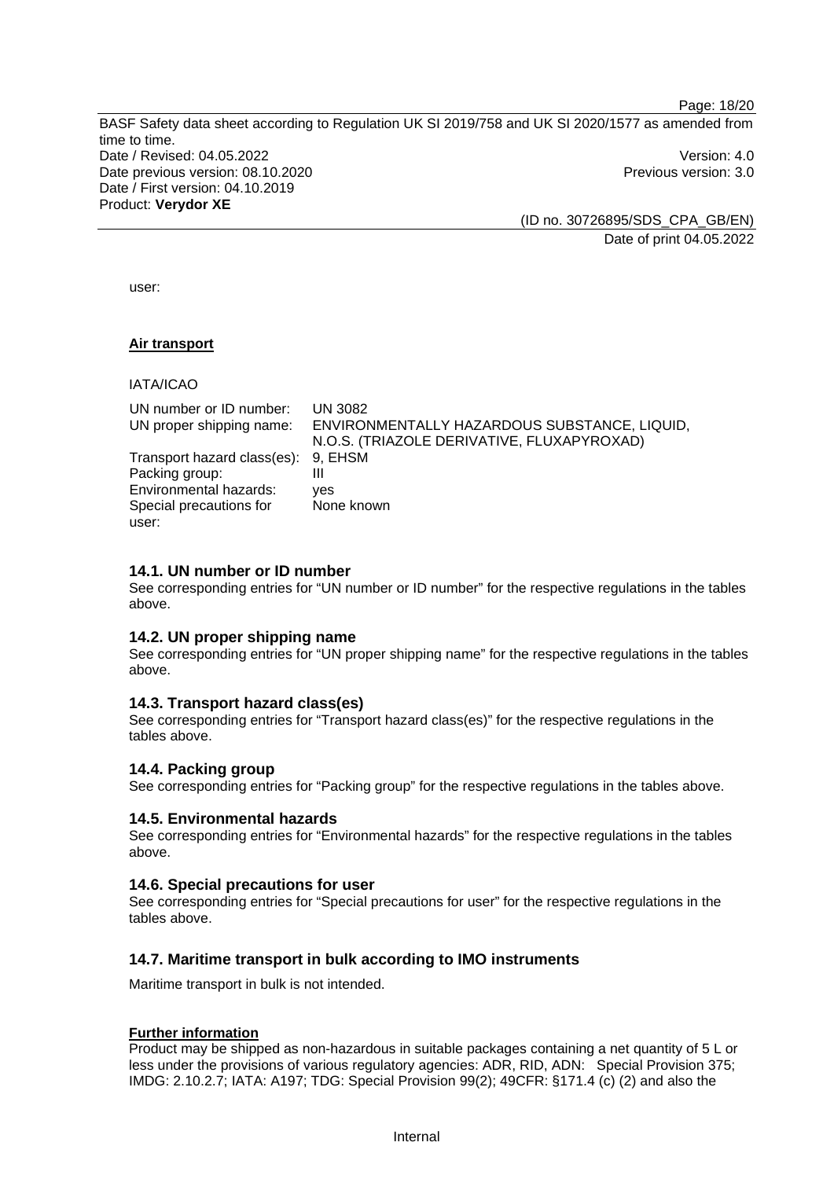user:

**Air transport**

IATA/ICAO

| | |
|---|---|
| UN number or ID number: | UN 3082 |
| UN proper shipping name: | ENVIRONMENTALLY HAZARDOUS SUBSTANCE, LIQUID, N.O.S. (TRIAZOLE DERIVATIVE, FLUXAPYROXAD) |
| Transport hazard class(es): | 9, EHSM |
| Packing group: | III |
| Environmental hazards: | yes |
| Special precautions for user: | None known |

### 14.1. UN number or ID number

See corresponding entries for “UN number or ID number” for the respective regulations in the tables above.

### 14.2. UN proper shipping name

See corresponding entries for “UN proper shipping name” for the respective regulations in the tables above.

### 14.3. Transport hazard class(es)

See corresponding entries for “Transport hazard class(es)” for the respective regulations in the tables above.

### 14.4. Packing group

See corresponding entries for “Packing group” for the respective regulations in the tables above.

### 14.5. Environmental hazards

See corresponding entries for “Environmental hazards” for the respective regulations in the tables above.

### 14.6. Special precautions for user

See corresponding entries for “Special precautions for user” for the respective regulations in the tables above.

### 14.7. Maritime transport in bulk according to IMO instruments

Maritime transport in bulk is not intended.

**Further information**

Product may be shipped as non-hazardous in suitable packages containing a net quantity of 5 L or less under the provisions of various regulatory agencies: ADR, RID, ADN: Special Provision 375; IMDG: 2.10.2.7; IATA: A197; TDG: Special Provision 99(2); 49CFR: §171.4 (c) (2) and also the

Internal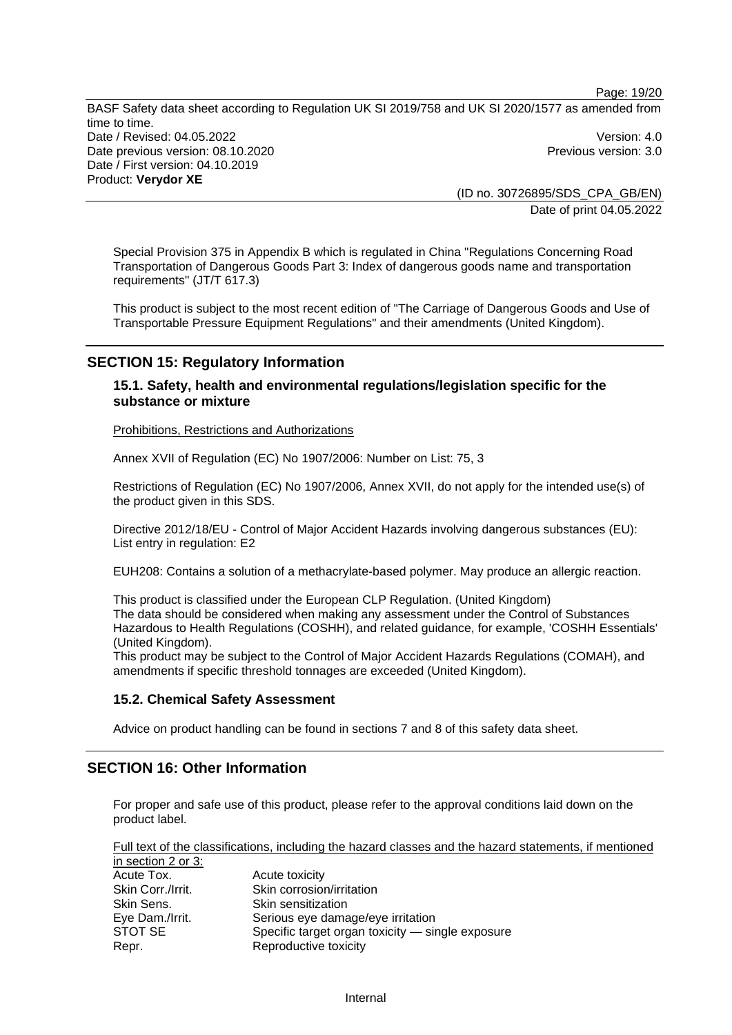Special Provision 375 in Appendix B which is regulated in China "Regulations Concerning Road Transportation of Dangerous Goods Part 3: Index of dangerous goods name and transportation requirements" (JT/T 617.3)

This product is subject to the most recent edition of "The Carriage of Dangerous Goods and Use of Transportable Pressure Equipment Regulations" and their amendments (United Kingdom).

## SECTION 15: Regulatory Information

### 15.1. Safety, health and environmental regulations/legislation specific for the substance or mixture

Prohibitions, Restrictions and Authorizations

Annex XVII of Regulation (EC) No 1907/2006: Number on List: 75, 3

Restrictions of Regulation (EC) No 1907/2006, Annex XVII, do not apply for the intended use(s) of the product given in this SDS.

Directive 2012/18/EU - Control of Major Accident Hazards involving dangerous substances (EU): List entry in regulation: E2

EUH208: Contains a solution of a methacrylate-based polymer. May produce an allergic reaction.

This product is classified under the European CLP Regulation. (United Kingdom)
The data should be considered when making any assessment under the Control of Substances Hazardous to Health Regulations (COSHH), and related guidance, for example, 'COSHH Essentials' (United Kingdom).
This product may be subject to the Control of Major Accident Hazards Regulations (COMAH), and amendments if specific threshold tonnages are exceeded (United Kingdom).

### 15.2. Chemical Safety Assessment

Advice on product handling can be found in sections 7 and 8 of this safety data sheet.

## SECTION 16: Other Information

For proper and safe use of this product, please refer to the approval conditions laid down on the product label.

Full text of the classifications, including the hazard classes and the hazard statements, if mentioned in section 2 or 3:

| | |
|---|---|
| Acute Tox. | Acute toxicity |
| Skin Corr./Irrit. | Skin corrosion/irritation |
| Skin Sens. | Skin sensitization |
| Eye Dam./Irrit. | Serious eye damage/eye irritation |
| STOT SE | Specific target organ toxicity — single exposure |
| Repr. | Reproductive toxicity |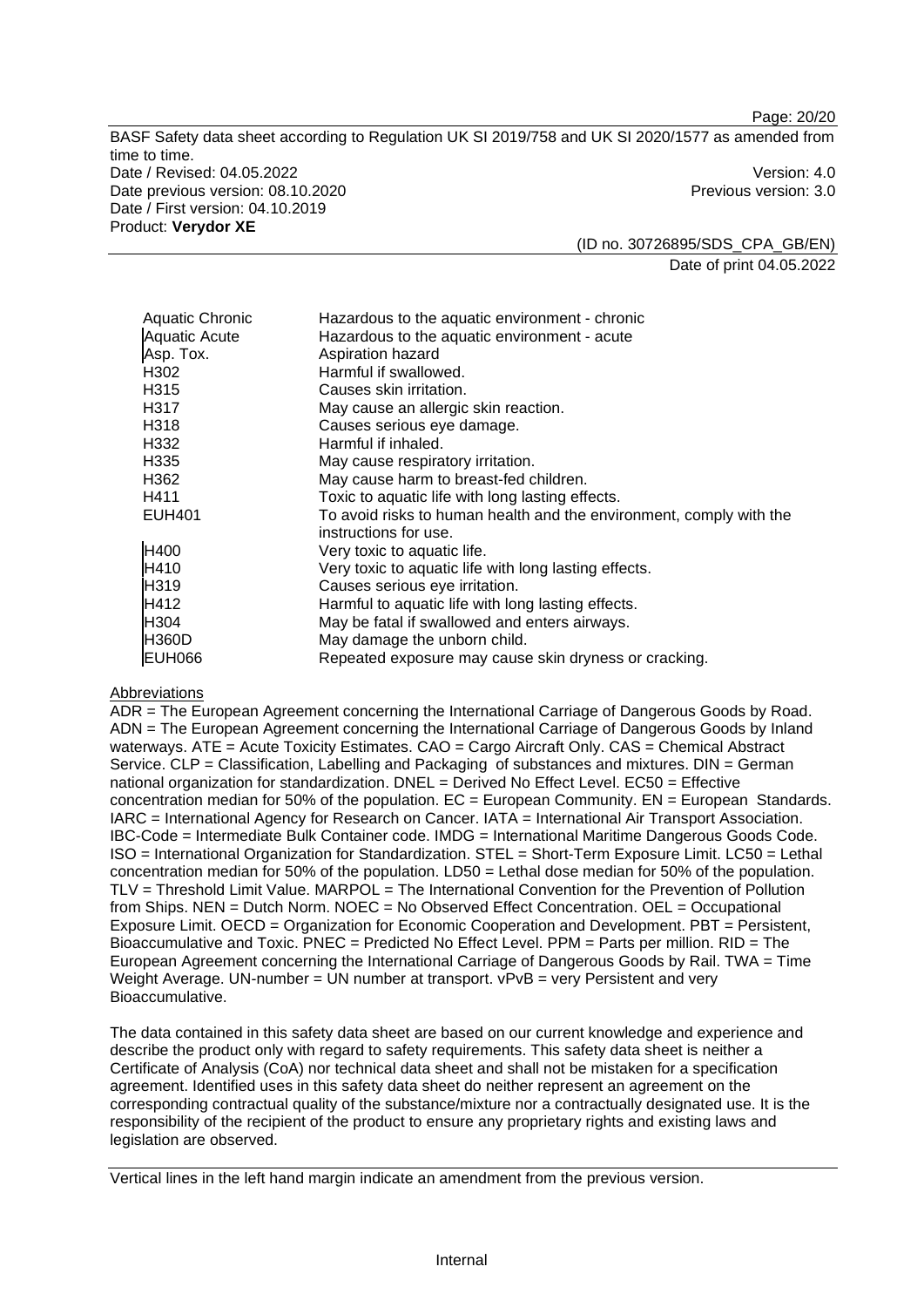| | |
|---|---|
| Aquatic Chronic | Hazardous to the aquatic environment - chronic |
| Aquatic Acute | Hazardous to the aquatic environment - acute |
| Asp. Tox. | Aspiration hazard |
| H302 | Harmful if swallowed. |
| H315 | Causes skin irritation. |
| H317 | May cause an allergic skin reaction. |
| H318 | Causes serious eye damage. |
| H332 | Harmful if inhaled. |
| H335 | May cause respiratory irritation. |
| H362 | May cause harm to breast-fed children. |
| H411 | Toxic to aquatic life with long lasting effects. |
| EUH401 | To avoid risks to human health and the environment, comply with the instructions for use. |
| H400 | Very toxic to aquatic life. |
| H410 | Very toxic to aquatic life with long lasting effects. |
| H319 | Causes serious eye irritation. |
| H412 | Harmful to aquatic life with long lasting effects. |
| H304 | May be fatal if swallowed and enters airways. |
| H360D | May damage the unborn child. |
| EUH066 | Repeated exposure may cause skin dryness or cracking. |

Abbreviations

ADR = The European Agreement concerning the International Carriage of Dangerous Goods by Road. ADN = The European Agreement concerning the International Carriage of Dangerous Goods by Inland waterways. ATE = Acute Toxicity Estimates. CAO = Cargo Aircraft Only. CAS = Chemical Abstract Service. CLP = Classification, Labelling and Packaging of substances and mixtures. DIN = German national organization for standardization. DNEL = Derived No Effect Level. EC50 = Effective concentration median for 50% of the population. EC = European Community. EN = European Standards. IARC = International Agency for Research on Cancer. IATA = International Air Transport Association. IBC-Code = Intermediate Bulk Container code. IMDG = International Maritime Dangerous Goods Code. ISO = International Organization for Standardization. STEL = Short-Term Exposure Limit. LC50 = Lethal concentration median for 50% of the population. LD50 = Lethal dose median for 50% of the population. TLV = Threshold Limit Value. MARPOL = The International Convention for the Prevention of Pollution from Ships. NEN = Dutch Norm. NOEC = No Observed Effect Concentration. OEL = Occupational Exposure Limit. OECD = Organization for Economic Cooperation and Development. PBT = Persistent, Bioaccumulative and Toxic. PNEC = Predicted No Effect Level. PPM = Parts per million. RID = The European Agreement concerning the International Carriage of Dangerous Goods by Rail. TWA = Time Weight Average. UN-number = UN number at transport. vPvB = very Persistent and very Bioaccumulative.

The data contained in this safety data sheet are based on our current knowledge and experience and describe the product only with regard to safety requirements. This safety data sheet is neither a Certificate of Analysis (CoA) nor technical data sheet and shall not be mistaken for a specification agreement. Identified uses in this safety data sheet do neither represent an agreement on the corresponding contractual quality of the substance/mixture nor a contractually designated use. It is the responsibility of the recipient of the product to ensure any proprietary rights and existing laws and legislation are observed.

Vertical lines in the left hand margin indicate an amendment from the previous version.